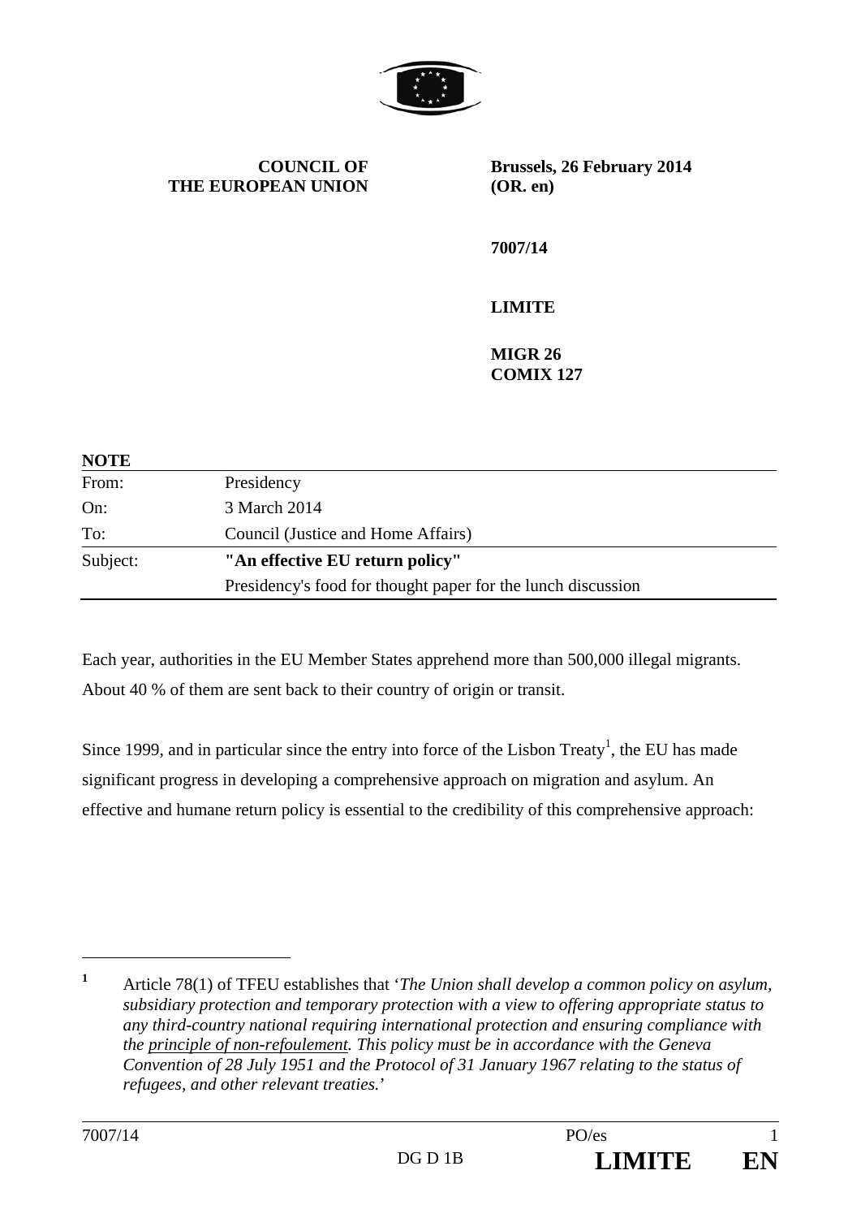**COUNCIL OF THE EUROPEAN UNION**

**Brussels, 26 February 2014 (OR. en)**

**7007/14**

**LIMITE**

**MIGR 26**
**COMIX 127**

| **NOTE** | |
| --- | --- |
| From: | Presidency |
| On: | 3 March 2014 |
| To: | Council (Justice and Home Affairs) |
| Subject: | **"An effective EU return policy"** |
| | Presidency's food for thought paper for the lunch discussion |

Each year, authorities in the EU Member States apprehend more than 500,000 illegal migrants. About 40 % of them are sent back to their country of origin or transit.

Since 1999, and in particular since the entry into force of the Lisbon Treaty[1], the EU has made significant progress in developing a comprehensive approach on migration and asylum. An effective and humane return policy is essential to the credibility of this comprehensive approach:

---

[1] Article 78(1) of TFEU establishes that '*The Union shall develop a common policy on asylum, subsidiary protection and temporary protection with a view to offering appropriate status to any third-country national requiring international protection and ensuring compliance with the <u>principle of non-refoulement</u>. This policy must be in accordance with the Geneva Convention of 28 July 1951 and the Protocol of 31 January 1967 relating to the status of refugees, and other relevant treaties.*'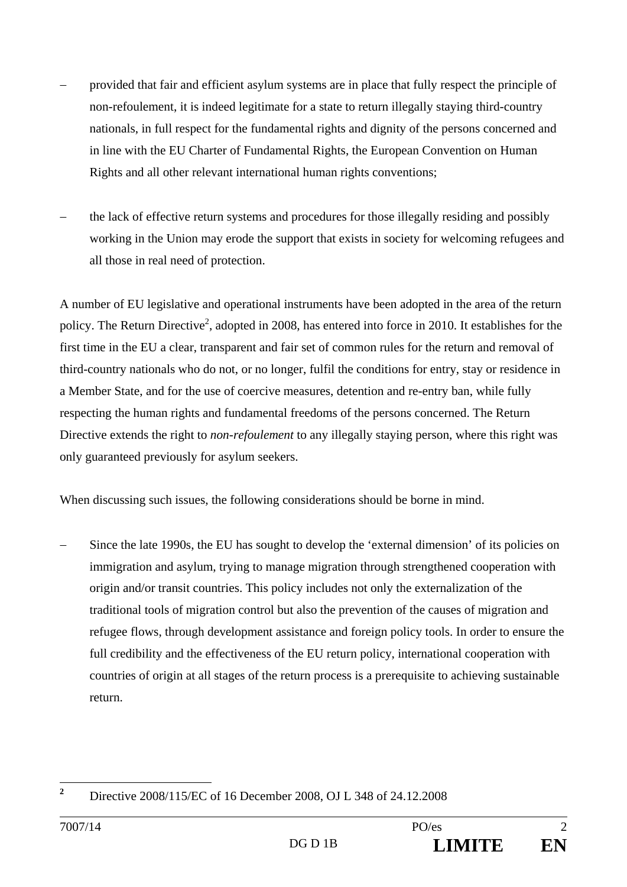- provided that fair and efficient asylum systems are in place that fully respect the principle of non-refoulement, it is indeed legitimate for a state to return illegally staying third-country nationals, in full respect for the fundamental rights and dignity of the persons concerned and in line with the EU Charter of Fundamental Rights, the European Convention on Human Rights and all other relevant international human rights conventions;

- the lack of effective return systems and procedures for those illegally residing and possibly working in the Union may erode the support that exists in society for welcoming refugees and all those in real need of protection.

A number of EU legislative and operational instruments have been adopted in the area of the return policy. The Return Directive[2], adopted in 2008, has entered into force in 2010. It establishes for the first time in the EU a clear, transparent and fair set of common rules for the return and removal of third-country nationals who do not, or no longer, fulfil the conditions for entry, stay or residence in a Member State, and for the use of coercive measures, detention and re-entry ban, while fully respecting the human rights and fundamental freedoms of the persons concerned. The Return Directive extends the right to *non-refoulement* to any illegally staying person, where this right was only guaranteed previously for asylum seekers.

When discussing such issues, the following considerations should be borne in mind.

- Since the late 1990s, the EU has sought to develop the 'external dimension' of its policies on immigration and asylum, trying to manage migration through strengthened cooperation with origin and/or transit countries. This policy includes not only the externalization of the traditional tools of migration control but also the prevention of the causes of migration and refugee flows, through development assistance and foreign policy tools. In order to ensure the full credibility and the effectiveness of the EU return policy, international cooperation with countries of origin at all stages of the return process is a prerequisite to achieving sustainable return.

---

[2] Directive 2008/115/EC of 16 December 2008, OJ L 348 of 24.12.2008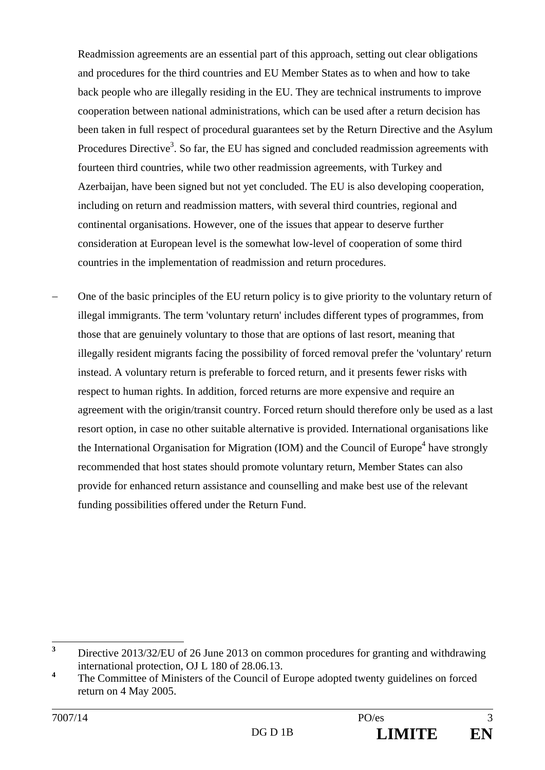Readmission agreements are an essential part of this approach, setting out clear obligations and procedures for the third countries and EU Member States as to when and how to take back people who are illegally residing in the EU. They are technical instruments to improve cooperation between national administrations, which can be used after a return decision has been taken in full respect of procedural guarantees set by the Return Directive and the Asylum Procedures Directive[3]. So far, the EU has signed and concluded readmission agreements with fourteen third countries, while two other readmission agreements, with Turkey and Azerbaijan, have been signed but not yet concluded. The EU is also developing cooperation, including on return and readmission matters, with several third countries, regional and continental organisations. However, one of the issues that appear to deserve further consideration at European level is the somewhat low-level of cooperation of some third countries in the implementation of readmission and return procedures.

– One of the basic principles of the EU return policy is to give priority to the voluntary return of illegal immigrants. The term 'voluntary return' includes different types of programmes, from those that are genuinely voluntary to those that are options of last resort, meaning that illegally resident migrants facing the possibility of forced removal prefer the 'voluntary' return instead. A voluntary return is preferable to forced return, and it presents fewer risks with respect to human rights. In addition, forced returns are more expensive and require an agreement with the origin/transit country. Forced return should therefore only be used as a last resort option, in case no other suitable alternative is provided. International organisations like the International Organisation for Migration (IOM) and the Council of Europe[4] have strongly recommended that host states should promote voluntary return, Member States can also provide for enhanced return assistance and counselling and make best use of the relevant funding possibilities offered under the Return Fund.

---

[3] Directive 2013/32/EU of 26 June 2013 on common procedures for granting and withdrawing international protection, OJ L 180 of 28.06.13.

[4] The Committee of Ministers of the Council of Europe adopted twenty guidelines on forced return on 4 May 2005.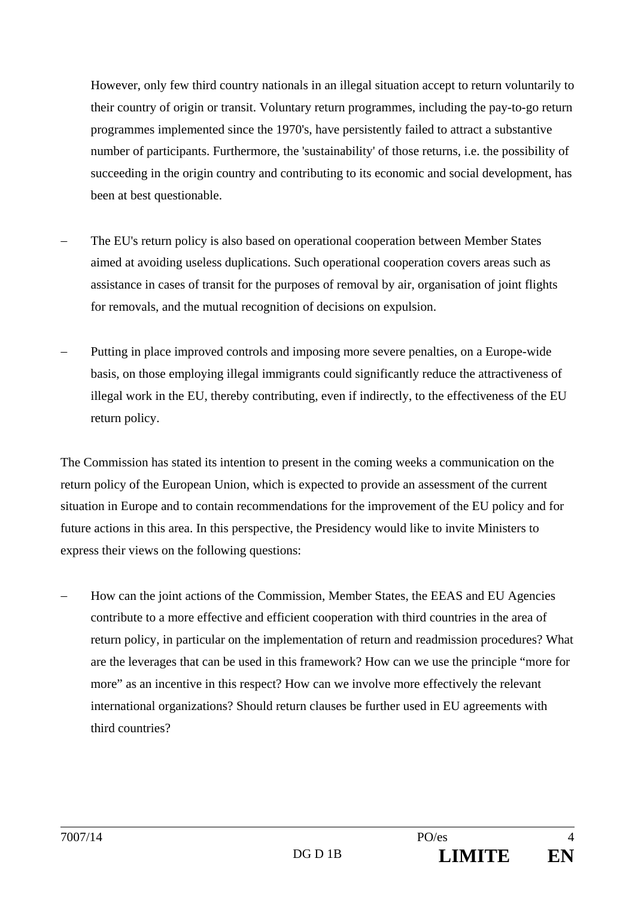However, only few third country nationals in an illegal situation accept to return voluntarily to their country of origin or transit. Voluntary return programmes, including the pay-to-go return programmes implemented since the 1970's, have persistently failed to attract a substantive number of participants. Furthermore, the 'sustainability' of those returns, i.e. the possibility of succeeding in the origin country and contributing to its economic and social development, has been at best questionable.

- The EU's return policy is also based on operational cooperation between Member States aimed at avoiding useless duplications. Such operational cooperation covers areas such as assistance in cases of transit for the purposes of removal by air, organisation of joint flights for removals, and the mutual recognition of decisions on expulsion.

- Putting in place improved controls and imposing more severe penalties, on a Europe-wide basis, on those employing illegal immigrants could significantly reduce the attractiveness of illegal work in the EU, thereby contributing, even if indirectly, to the effectiveness of the EU return policy.

The Commission has stated its intention to present in the coming weeks a communication on the return policy of the European Union, which is expected to provide an assessment of the current situation in Europe and to contain recommendations for the improvement of the EU policy and for future actions in this area. In this perspective, the Presidency would like to invite Ministers to express their views on the following questions:

- How can the joint actions of the Commission, Member States, the EEAS and EU Agencies contribute to a more effective and efficient cooperation with third countries in the area of return policy, in particular on the implementation of return and readmission procedures? What are the leverages that can be used in this framework? How can we use the principle “more for more” as an incentive in this respect? How can we involve more effectively the relevant international organizations? Should return clauses be further used in EU agreements with third countries?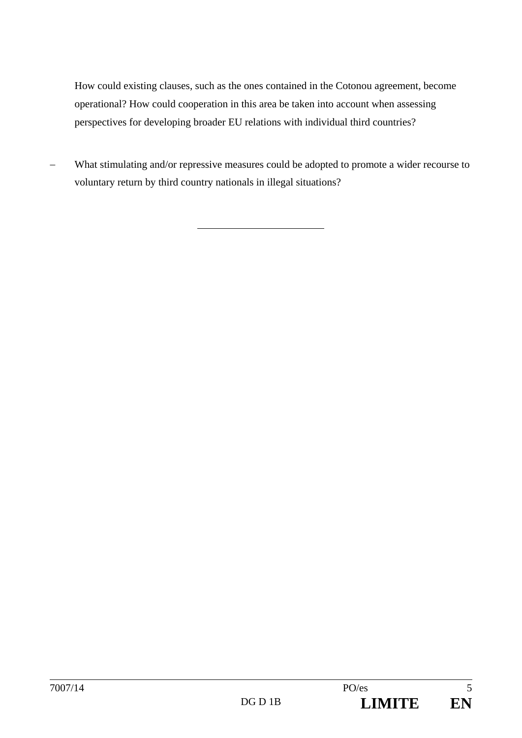How could existing clauses, such as the ones contained in the Cotonou agreement, become operational? How could cooperation in this area be taken into account when assessing perspectives for developing broader EU relations with individual third countries?

– What stimulating and/or repressive measures could be adopted to promote a wider recourse to voluntary return by third country nationals in illegal situations?

---